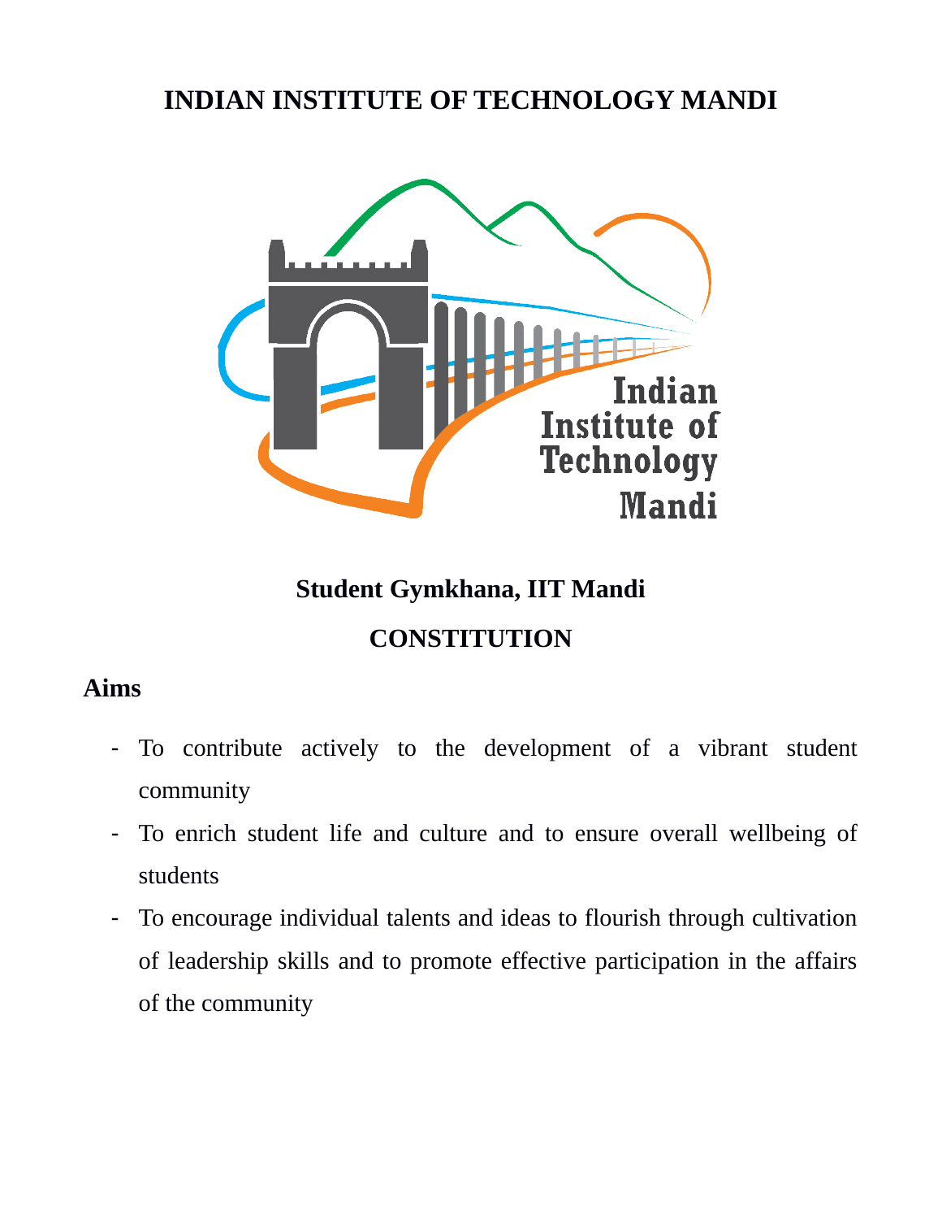# INDIAN INSTITUTE OF TECHNOLOGY MANDI

## Student Gymkhana, IIT Mandi

## CONSTITUTION

### Aims

- To contribute actively to the development of a vibrant student community
- To enrich student life and culture and to ensure overall wellbeing of students
- To encourage individual talents and ideas to flourish through cultivation of leadership skills and to promote effective participation in the affairs of the community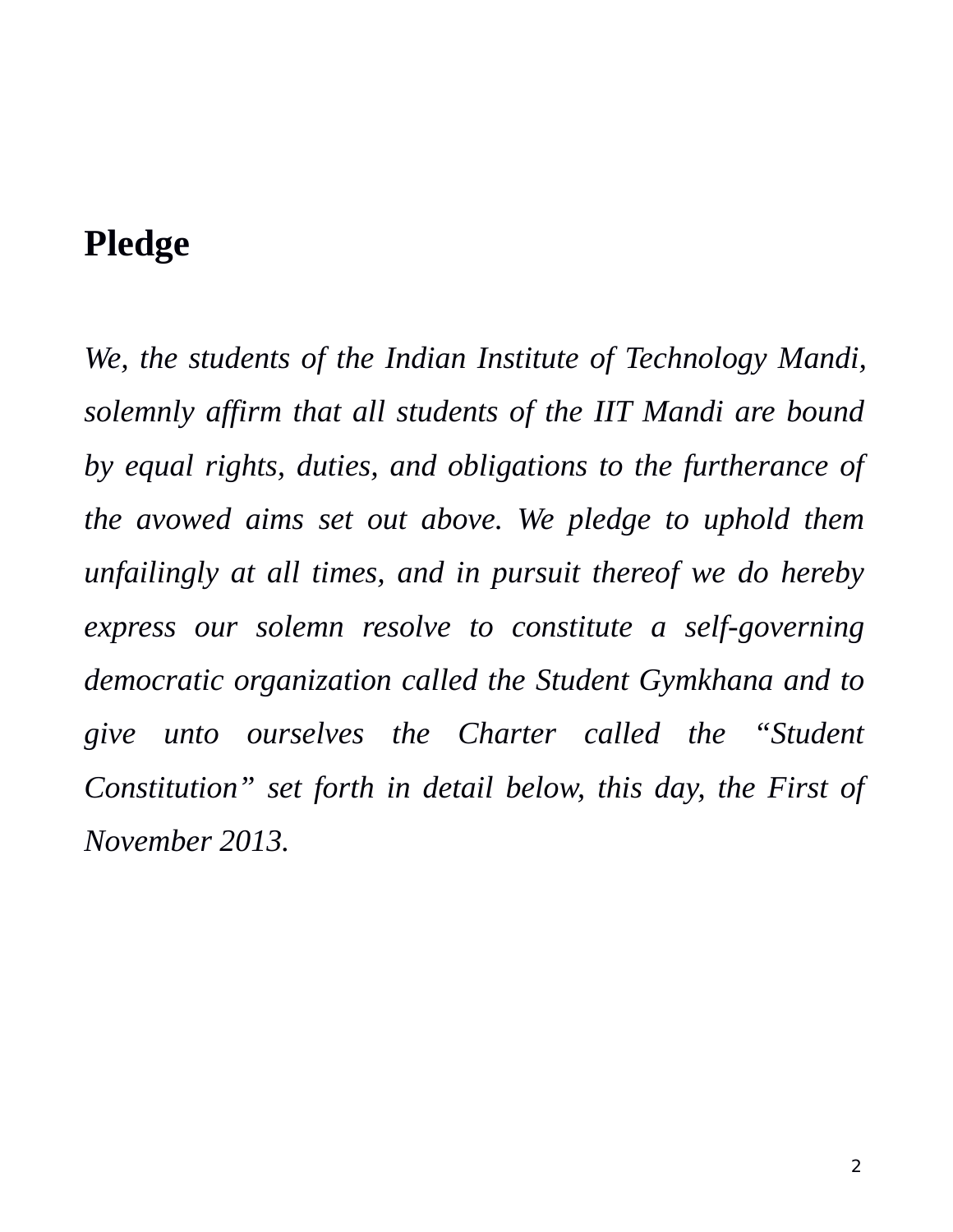# Pledge

*We, the students of the Indian Institute of Technology Mandi, solemnly affirm that all students of the IIT Mandi are bound by equal rights, duties, and obligations to the furtherance of the avowed aims set out above. We pledge to uphold them unfailingly at all times, and in pursuit thereof we do hereby express our solemn resolve to constitute a self-governing democratic organization called the Student Gymkhana and to give unto ourselves the Charter called the "Student Constitution" set forth in detail below, this day, the First of November 2013.*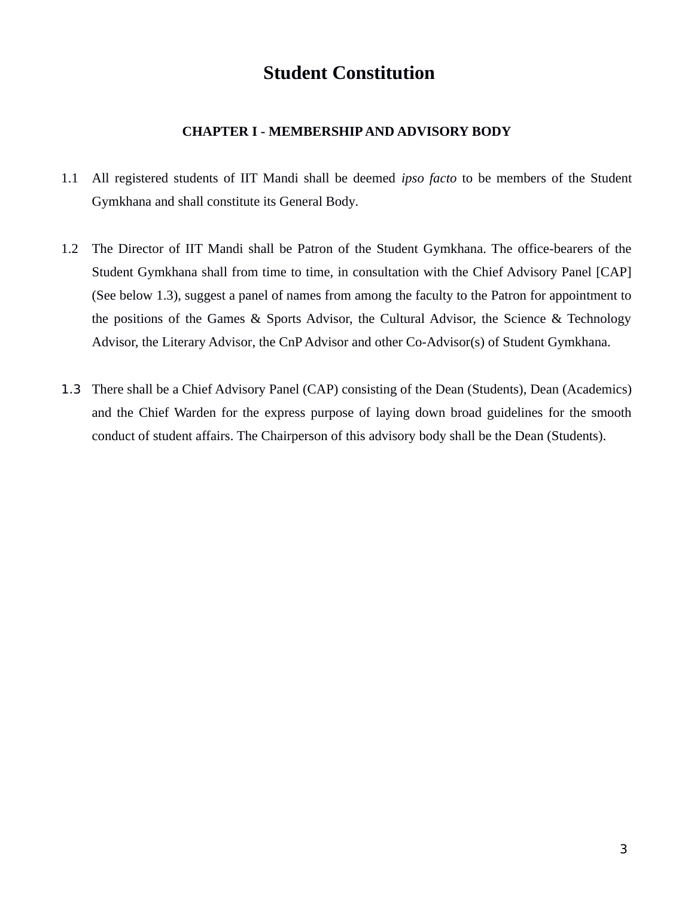# Student Constitution

## CHAPTER I - MEMBERSHIP AND ADVISORY BODY

1.1 All registered students of IIT Mandi shall be deemed *ipso facto* to be members of the Student Gymkhana and shall constitute its General Body.

1.2 The Director of IIT Mandi shall be Patron of the Student Gymkhana. The office-bearers of the Student Gymkhana shall from time to time, in consultation with the Chief Advisory Panel [CAP] (See below 1.3), suggest a panel of names from among the faculty to the Patron for appointment to the positions of the Games & Sports Advisor, the Cultural Advisor, the Science & Technology Advisor, the Literary Advisor, the CnP Advisor and other Co-Advisor(s) of Student Gymkhana.

1.3 There shall be a Chief Advisory Panel (CAP) consisting of the Dean (Students), Dean (Academics) and the Chief Warden for the express purpose of laying down broad guidelines for the smooth conduct of student affairs. The Chairperson of this advisory body shall be the Dean (Students).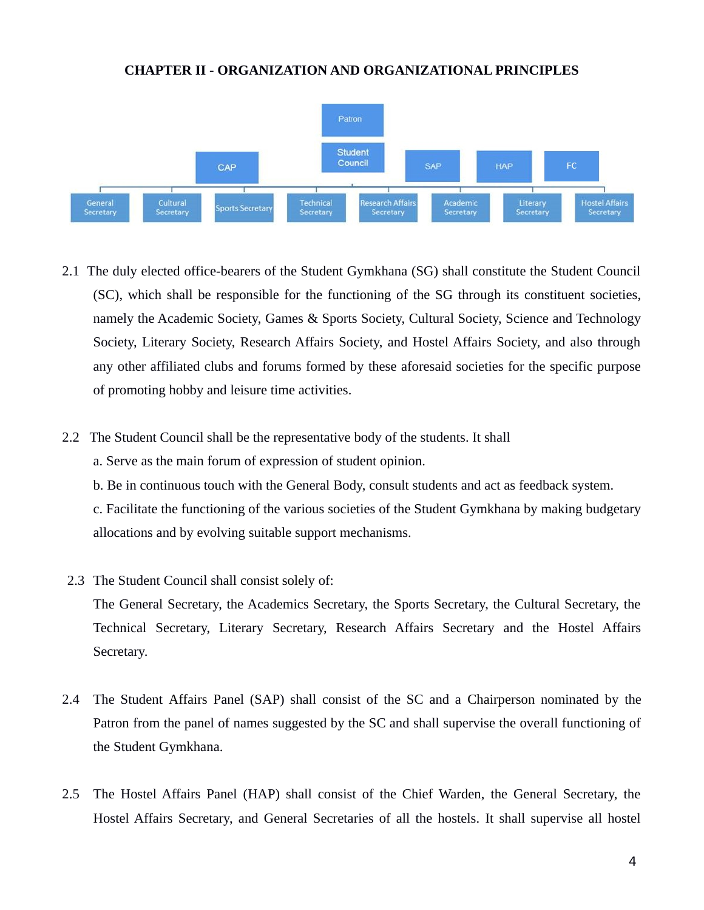## CHAPTER II - ORGANIZATION AND ORGANIZATIONAL PRINCIPLES

Patron

Student Council

CAP | SAP | HAP | FC

General Secretary | Cultural Secretary | Sports Secretary | Technical Secretary | Research Affairs Secretary | Academic Secretary | Literary Secretary | Hostel Affairs Secretary

2.1 The duly elected office-bearers of the Student Gymkhana (SG) shall constitute the Student Council (SC), which shall be responsible for the functioning of the SG through its constituent societies, namely the Academic Society, Games & Sports Society, Cultural Society, Science and Technology Society, Literary Society, Research Affairs Society, and Hostel Affairs Society, and also through any other affiliated clubs and forums formed by these aforesaid societies for the specific purpose of promoting hobby and leisure time activities.

2.2 The Student Council shall be the representative body of the students. It shall

a. Serve as the main forum of expression of student opinion.

b. Be in continuous touch with the General Body, consult students and act as feedback system.

c. Facilitate the functioning of the various societies of the Student Gymkhana by making budgetary allocations and by evolving suitable support mechanisms.

2.3 The Student Council shall consist solely of:

The General Secretary, the Academics Secretary, the Sports Secretary, the Cultural Secretary, the Technical Secretary, Literary Secretary, Research Affairs Secretary and the Hostel Affairs Secretary.

2.4 The Student Affairs Panel (SAP) shall consist of the SC and a Chairperson nominated by the Patron from the panel of names suggested by the SC and shall supervise the overall functioning of the Student Gymkhana.

2.5 The Hostel Affairs Panel (HAP) shall consist of the Chief Warden, the General Secretary, the Hostel Affairs Secretary, and General Secretaries of all the hostels. It shall supervise all hostel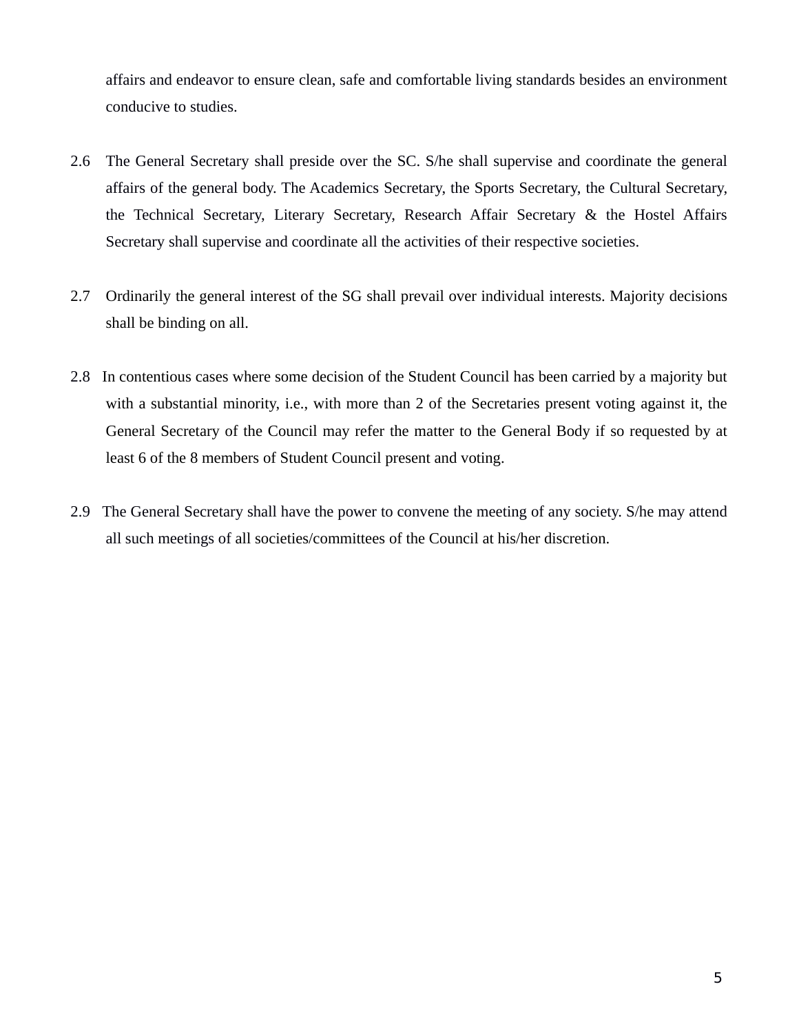affairs and endeavor to ensure clean, safe and comfortable living standards besides an environment conducive to studies.

2.6 The General Secretary shall preside over the SC. S/he shall supervise and coordinate the general affairs of the general body. The Academics Secretary, the Sports Secretary, the Cultural Secretary, the Technical Secretary, Literary Secretary, Research Affair Secretary & the Hostel Affairs Secretary shall supervise and coordinate all the activities of their respective societies.

2.7 Ordinarily the general interest of the SG shall prevail over individual interests. Majority decisions shall be binding on all.

2.8 In contentious cases where some decision of the Student Council has been carried by a majority but with a substantial minority, i.e., with more than 2 of the Secretaries present voting against it, the General Secretary of the Council may refer the matter to the General Body if so requested by at least 6 of the 8 members of Student Council present and voting.

2.9 The General Secretary shall have the power to convene the meeting of any society. S/he may attend all such meetings of all societies/committees of the Council at his/her discretion.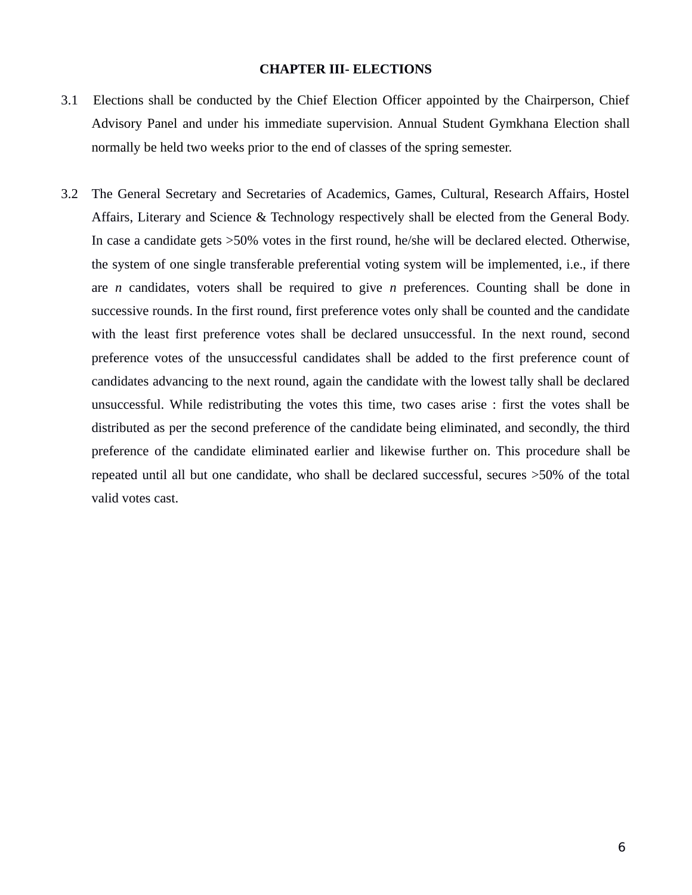## CHAPTER III- ELECTIONS

3.1 Elections shall be conducted by the Chief Election Officer appointed by the Chairperson, Chief Advisory Panel and under his immediate supervision. Annual Student Gymkhana Election shall normally be held two weeks prior to the end of classes of the spring semester.

3.2 The General Secretary and Secretaries of Academics, Games, Cultural, Research Affairs, Hostel Affairs, Literary and Science & Technology respectively shall be elected from the General Body. In case a candidate gets >50% votes in the first round, he/she will be declared elected. Otherwise, the system of one single transferable preferential voting system will be implemented, i.e., if there are $n$ candidates, voters shall be required to give $n$ preferences. Counting shall be done in successive rounds. In the first round, first preference votes only shall be counted and the candidate with the least first preference votes shall be declared unsuccessful. In the next round, second preference votes of the unsuccessful candidates shall be added to the first preference count of candidates advancing to the next round, again the candidate with the lowest tally shall be declared unsuccessful. While redistributing the votes this time, two cases arise : first the votes shall be distributed as per the second preference of the candidate being eliminated, and secondly, the third preference of the candidate eliminated earlier and likewise further on. This procedure shall be repeated until all but one candidate, who shall be declared successful, secures >50% of the total valid votes cast.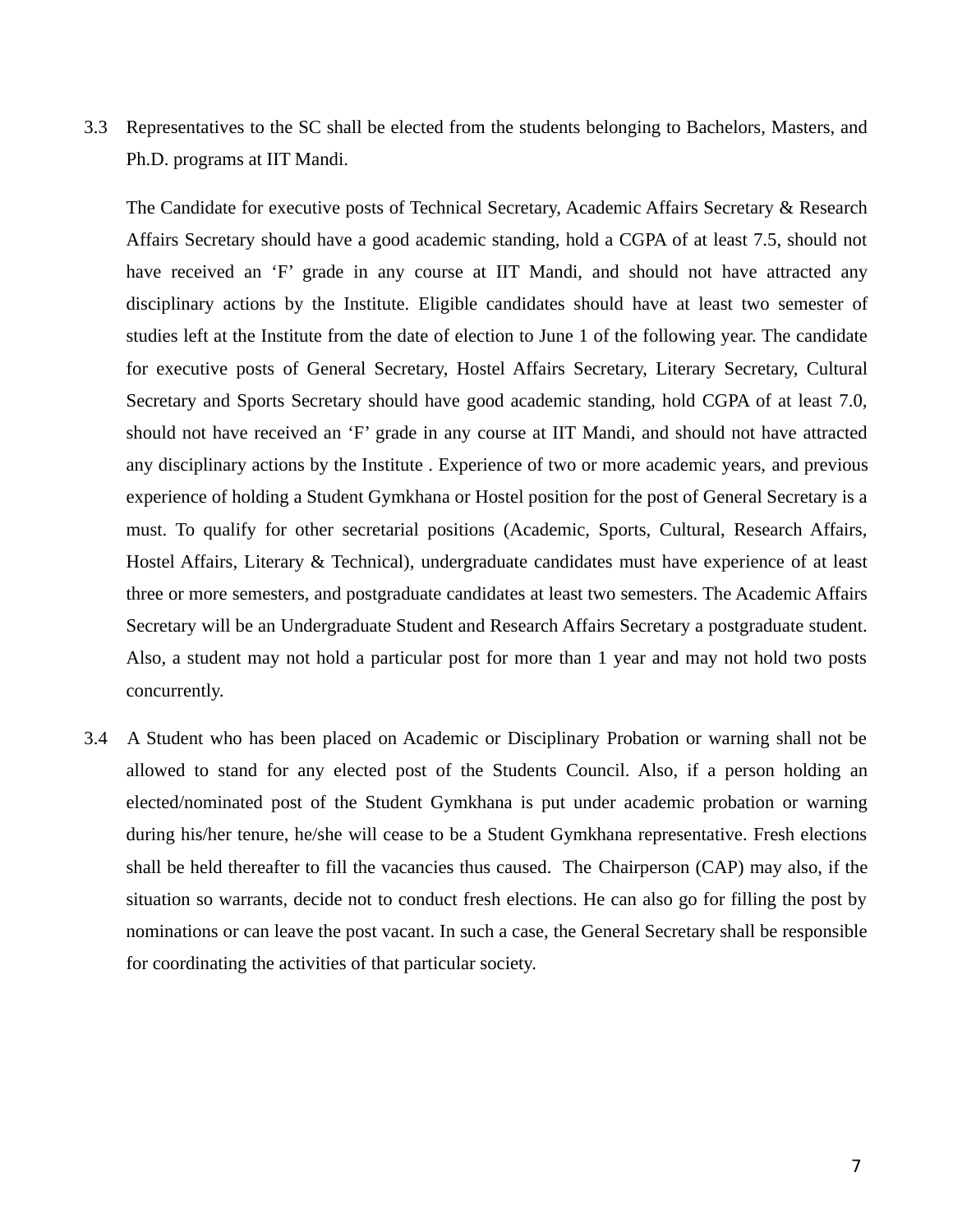3.3 Representatives to the SC shall be elected from the students belonging to Bachelors, Masters, and Ph.D. programs at IIT Mandi.

The Candidate for executive posts of Technical Secretary, Academic Affairs Secretary & Research Affairs Secretary should have a good academic standing, hold a CGPA of at least 7.5, should not have received an 'F' grade in any course at IIT Mandi, and should not have attracted any disciplinary actions by the Institute. Eligible candidates should have at least two semester of studies left at the Institute from the date of election to June 1 of the following year. The candidate for executive posts of General Secretary, Hostel Affairs Secretary, Literary Secretary, Cultural Secretary and Sports Secretary should have good academic standing, hold CGPA of at least 7.0, should not have received an 'F' grade in any course at IIT Mandi, and should not have attracted any disciplinary actions by the Institute . Experience of two or more academic years, and previous experience of holding a Student Gymkhana or Hostel position for the post of General Secretary is a must. To qualify for other secretarial positions (Academic, Sports, Cultural, Research Affairs, Hostel Affairs, Literary & Technical), undergraduate candidates must have experience of at least three or more semesters, and postgraduate candidates at least two semesters. The Academic Affairs Secretary will be an Undergraduate Student and Research Affairs Secretary a postgraduate student. Also, a student may not hold a particular post for more than 1 year and may not hold two posts concurrently.

3.4 A Student who has been placed on Academic or Disciplinary Probation or warning shall not be allowed to stand for any elected post of the Students Council. Also, if a person holding an elected/nominated post of the Student Gymkhana is put under academic probation or warning during his/her tenure, he/she will cease to be a Student Gymkhana representative. Fresh elections shall be held thereafter to fill the vacancies thus caused. The Chairperson (CAP) may also, if the situation so warrants, decide not to conduct fresh elections. He can also go for filling the post by nominations or can leave the post vacant. In such a case, the General Secretary shall be responsible for coordinating the activities of that particular society.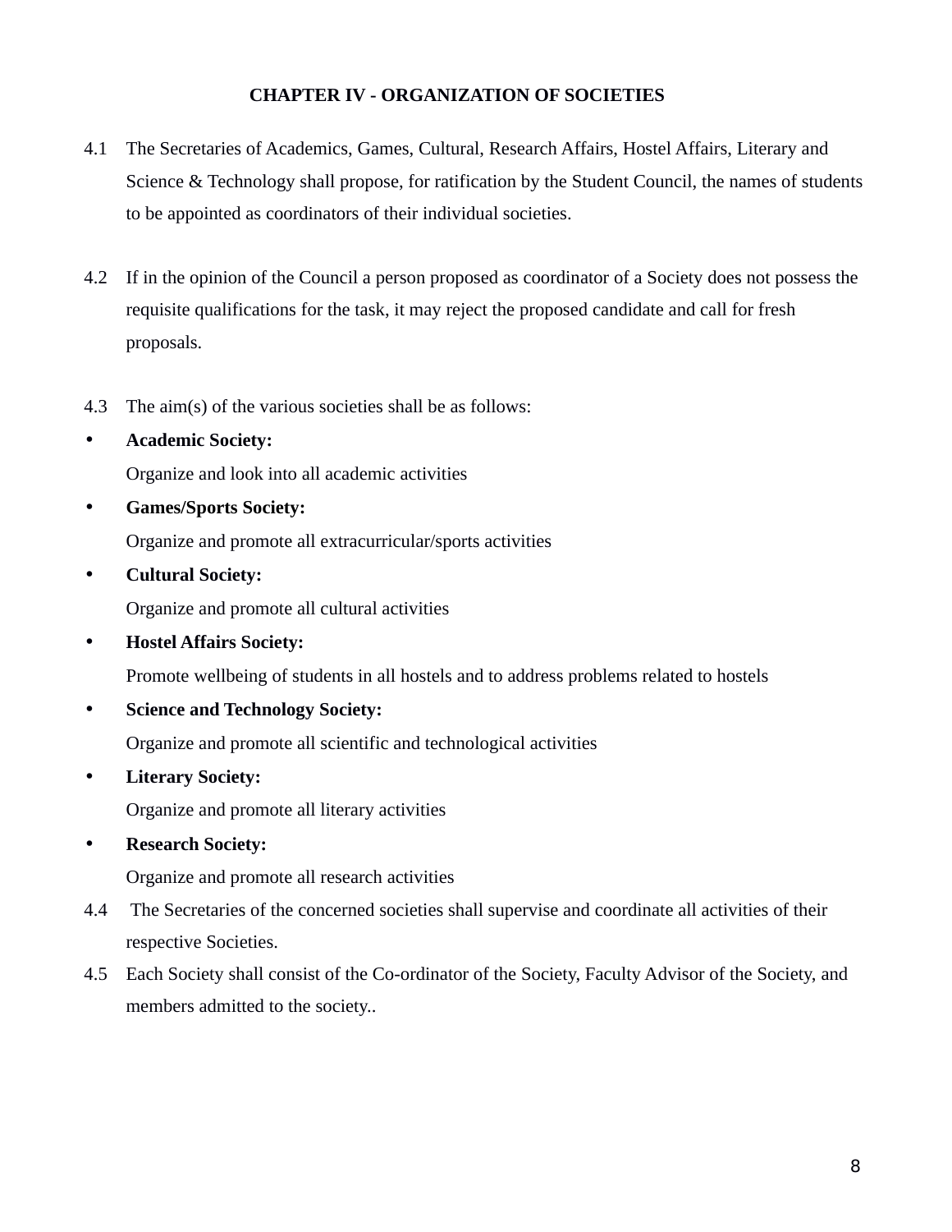## CHAPTER IV - ORGANIZATION OF SOCIETIES

4.1 The Secretaries of Academics, Games, Cultural, Research Affairs, Hostel Affairs, Literary and Science & Technology shall propose, for ratification by the Student Council, the names of students to be appointed as coordinators of their individual societies.

4.2 If in the opinion of the Council a person proposed as coordinator of a Society does not possess the requisite qualifications for the task, it may reject the proposed candidate and call for fresh proposals.

4.3 The aim(s) of the various societies shall be as follows:

- **Academic Society:**
  Organize and look into all academic activities
- **Games/Sports Society:**
  Organize and promote all extracurricular/sports activities
- **Cultural Society:**
  Organize and promote all cultural activities
- **Hostel Affairs Society:**
  Promote wellbeing of students in all hostels and to address problems related to hostels
- **Science and Technology Society:**
  Organize and promote all scientific and technological activities
- **Literary Society:**
  Organize and promote all literary activities
- **Research Society:**
  Organize and promote all research activities

4.4 The Secretaries of the concerned societies shall supervise and coordinate all activities of their respective Societies.

4.5 Each Society shall consist of the Co-ordinator of the Society, Faculty Advisor of the Society, and members admitted to the society..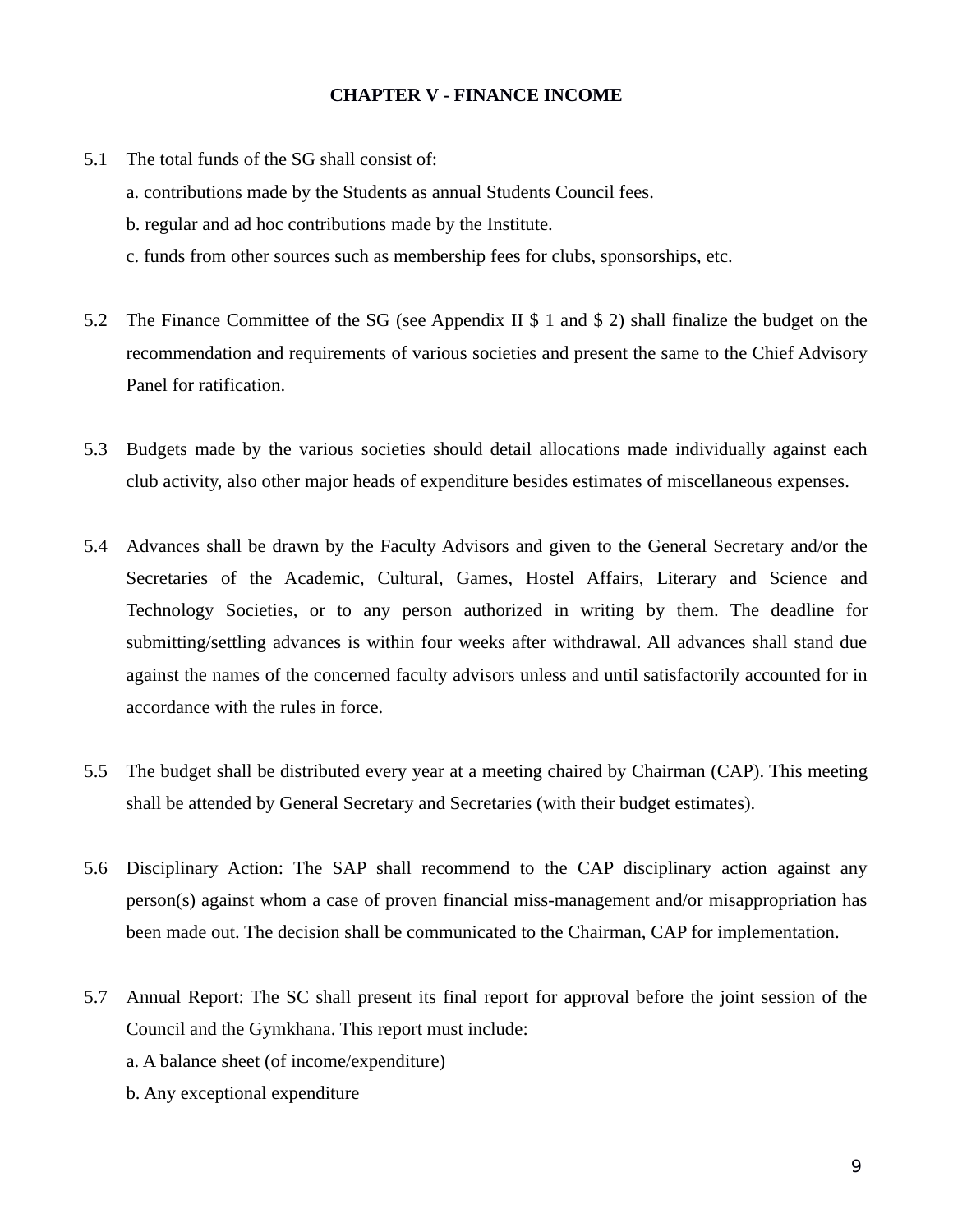## CHAPTER V - FINANCE INCOME

5.1 The total funds of the SG shall consist of:

a. contributions made by the Students as annual Students Council fees.

b. regular and ad hoc contributions made by the Institute.

c. funds from other sources such as membership fees for clubs, sponsorships, etc.

5.2 The Finance Committee of the SG (see Appendix II $ 1 and $ 2) shall finalize the budget on the recommendation and requirements of various societies and present the same to the Chief Advisory Panel for ratification.

5.3 Budgets made by the various societies should detail allocations made individually against each club activity, also other major heads of expenditure besides estimates of miscellaneous expenses.

5.4 Advances shall be drawn by the Faculty Advisors and given to the General Secretary and/or the Secretaries of the Academic, Cultural, Games, Hostel Affairs, Literary and Science and Technology Societies, or to any person authorized in writing by them. The deadline for submitting/settling advances is within four weeks after withdrawal. All advances shall stand due against the names of the concerned faculty advisors unless and until satisfactorily accounted for in accordance with the rules in force.

5.5 The budget shall be distributed every year at a meeting chaired by Chairman (CAP). This meeting shall be attended by General Secretary and Secretaries (with their budget estimates).

5.6 Disciplinary Action: The SAP shall recommend to the CAP disciplinary action against any person(s) against whom a case of proven financial miss-management and/or misappropriation has been made out. The decision shall be communicated to the Chairman, CAP for implementation.

5.7 Annual Report: The SC shall present its final report for approval before the joint session of the Council and the Gymkhana. This report must include:

a. A balance sheet (of income/expenditure)

b. Any exceptional expenditure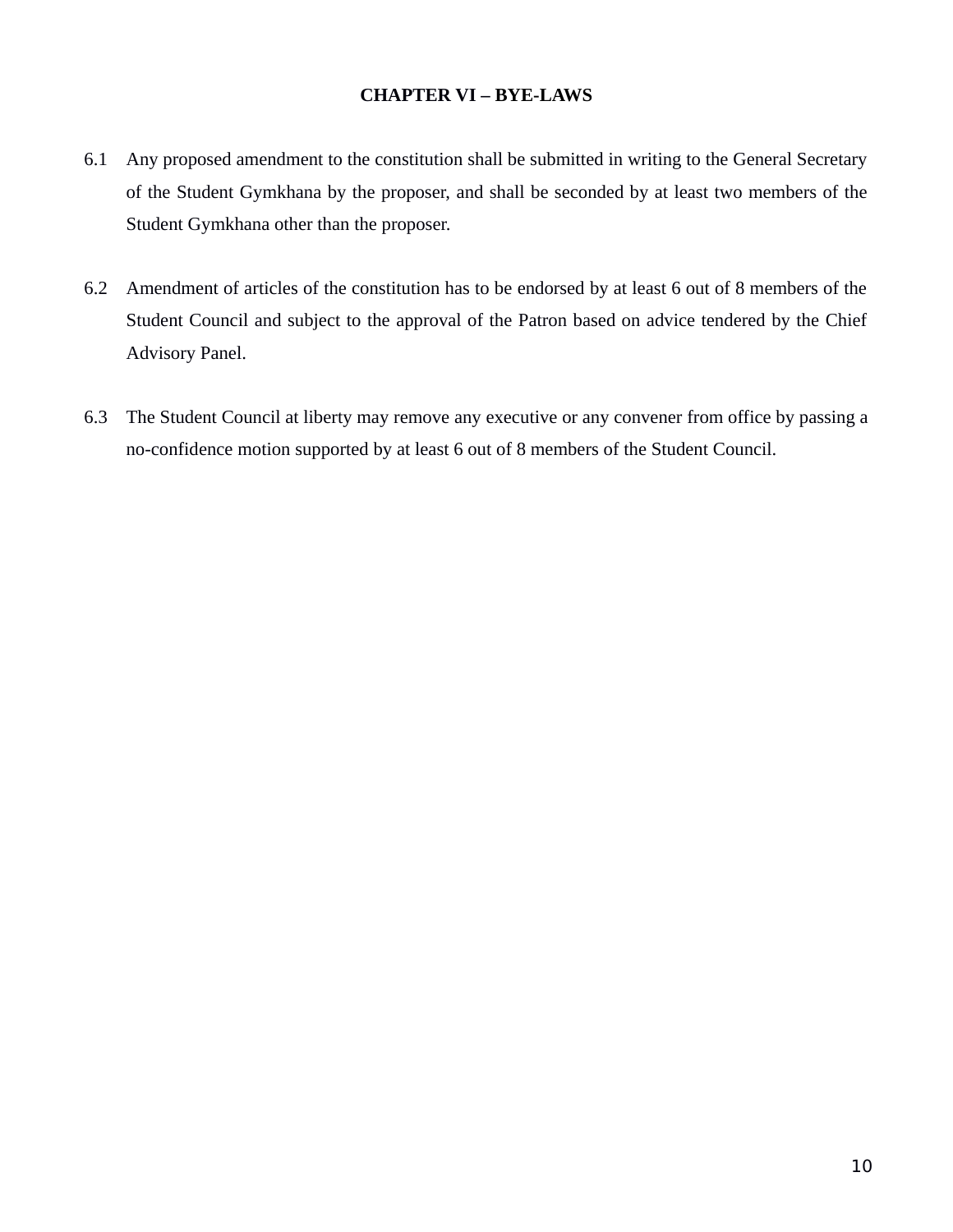## CHAPTER VI – BYE-LAWS

6.1 Any proposed amendment to the constitution shall be submitted in writing to the General Secretary of the Student Gymkhana by the proposer, and shall be seconded by at least two members of the Student Gymkhana other than the proposer.

6.2 Amendment of articles of the constitution has to be endorsed by at least 6 out of 8 members of the Student Council and subject to the approval of the Patron based on advice tendered by the Chief Advisory Panel.

6.3 The Student Council at liberty may remove any executive or any convener from office by passing a no-confidence motion supported by at least 6 out of 8 members of the Student Council.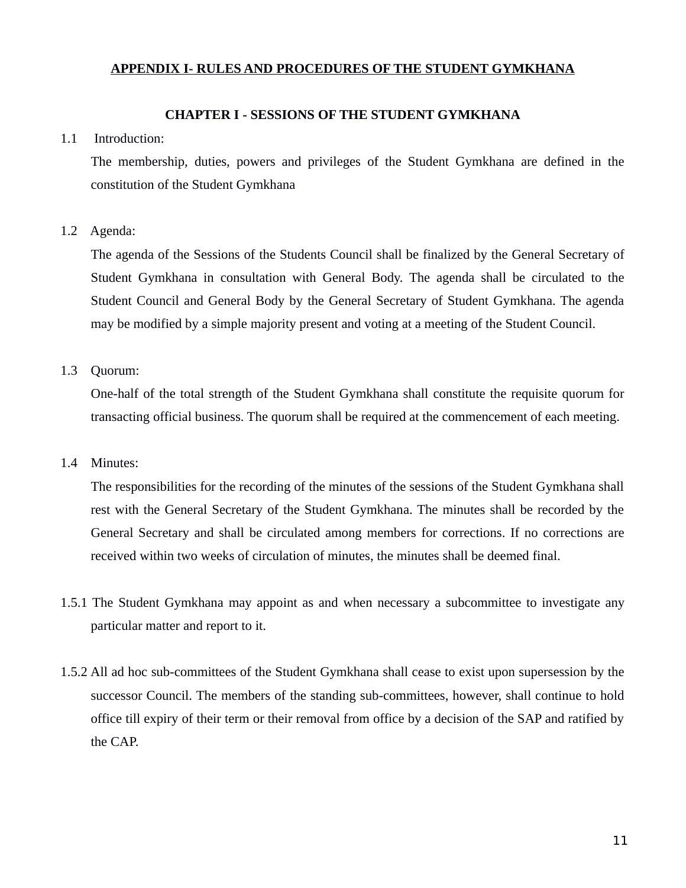## APPENDIX I- RULES AND PROCEDURES OF THE STUDENT GYMKHANA

### CHAPTER I - SESSIONS OF THE STUDENT GYMKHANA

1.1 Introduction:

The membership, duties, powers and privileges of the Student Gymkhana are defined in the constitution of the Student Gymkhana

1.2 Agenda:

The agenda of the Sessions of the Students Council shall be finalized by the General Secretary of Student Gymkhana in consultation with General Body. The agenda shall be circulated to the Student Council and General Body by the General Secretary of Student Gymkhana. The agenda may be modified by a simple majority present and voting at a meeting of the Student Council.

1.3 Quorum:

One-half of the total strength of the Student Gymkhana shall constitute the requisite quorum for transacting official business. The quorum shall be required at the commencement of each meeting.

1.4 Minutes:

The responsibilities for the recording of the minutes of the sessions of the Student Gymkhana shall rest with the General Secretary of the Student Gymkhana. The minutes shall be recorded by the General Secretary and shall be circulated among members for corrections. If no corrections are received within two weeks of circulation of minutes, the minutes shall be deemed final.

1.5.1 The Student Gymkhana may appoint as and when necessary a subcommittee to investigate any particular matter and report to it.

1.5.2 All ad hoc sub-committees of the Student Gymkhana shall cease to exist upon supersession by the successor Council. The members of the standing sub-committees, however, shall continue to hold office till expiry of their term or their removal from office by a decision of the SAP and ratified by the CAP.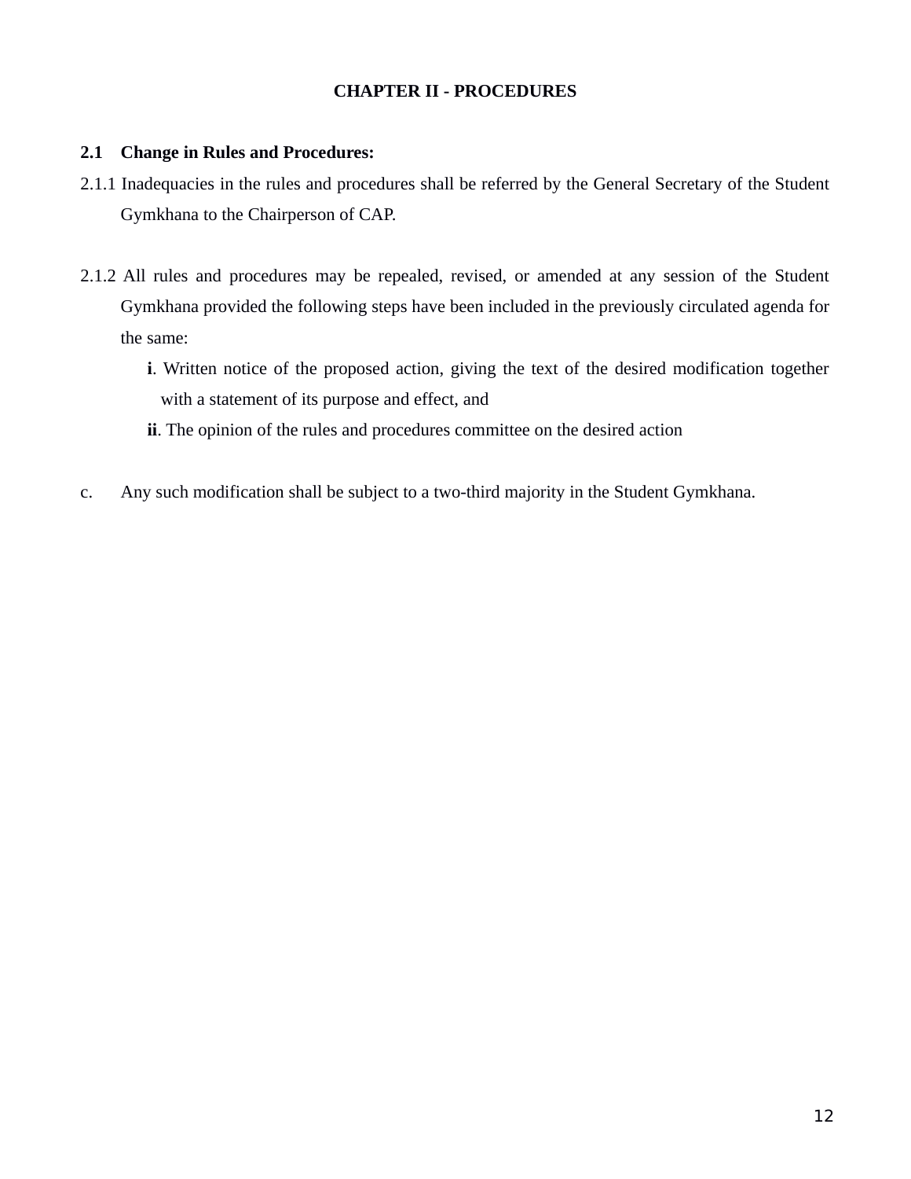# CHAPTER II - PROCEDURES

**2.1 Change in Rules and Procedures:**

2.1.1 Inadequacies in the rules and procedures shall be referred by the General Secretary of the Student Gymkhana to the Chairperson of CAP.

2.1.2 All rules and procedures may be repealed, revised, or amended at any session of the Student Gymkhana provided the following steps have been included in the previously circulated agenda for the same:

**i**. Written notice of the proposed action, giving the text of the desired modification together with a statement of its purpose and effect, and

**ii**. The opinion of the rules and procedures committee on the desired action

c. Any such modification shall be subject to a two-third majority in the Student Gymkhana.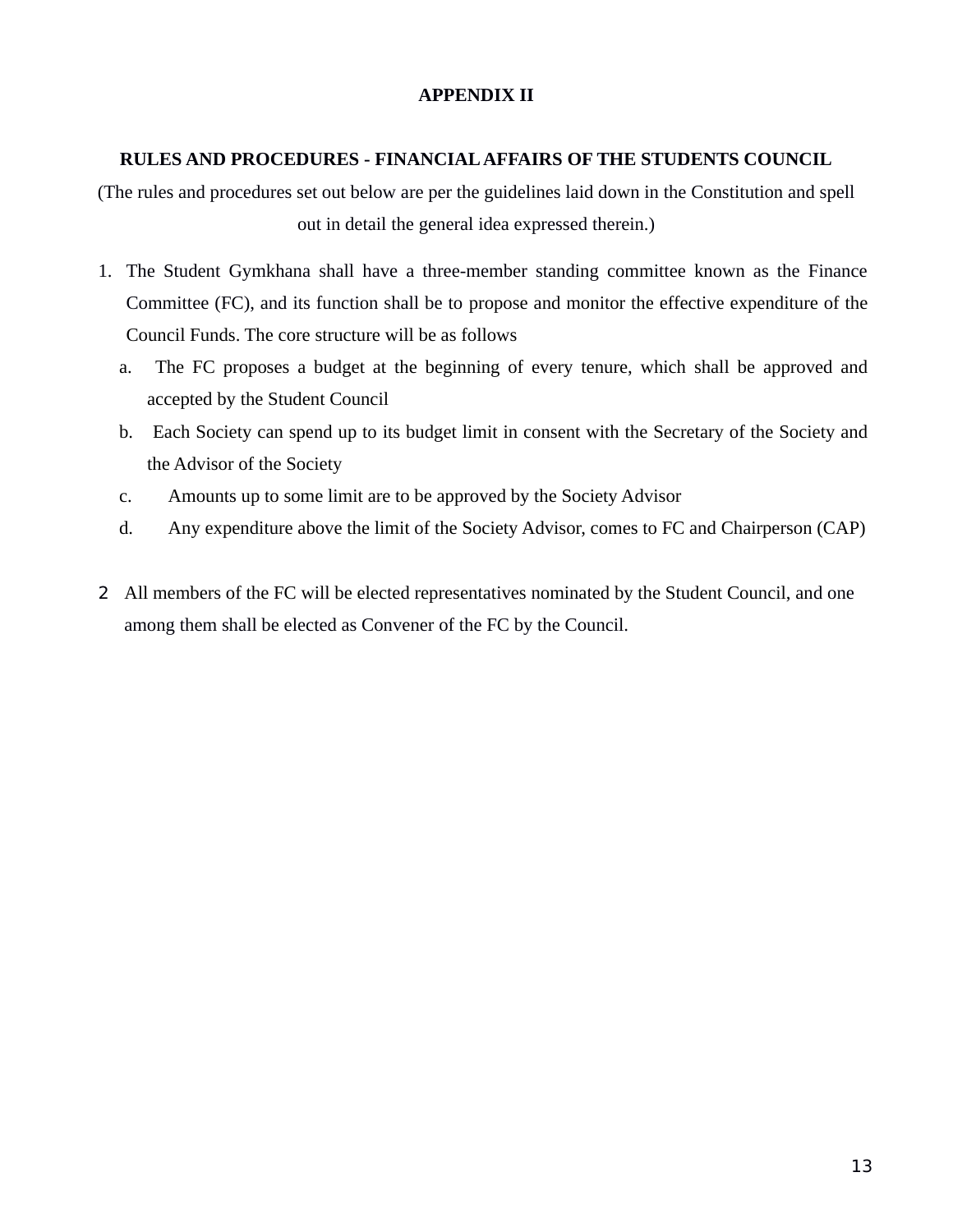## APPENDIX II

### RULES AND PROCEDURES - FINANCIAL AFFAIRS OF THE STUDENTS COUNCIL

(The rules and procedures set out below are per the guidelines laid down in the Constitution and spell out in detail the general idea expressed therein.)

1. The Student Gymkhana shall have a three-member standing committee known as the Finance Committee (FC), and its function shall be to propose and monitor the effective expenditure of the Council Funds. The core structure will be as follows
   a. The FC proposes a budget at the beginning of every tenure, which shall be approved and accepted by the Student Council
   b. Each Society can spend up to its budget limit in consent with the Secretary of the Society and the Advisor of the Society
   c. Amounts up to some limit are to be approved by the Society Advisor
   d. Any expenditure above the limit of the Society Advisor, comes to FC and Chairperson (CAP)

2. All members of the FC will be elected representatives nominated by the Student Council, and one among them shall be elected as Convener of the FC by the Council.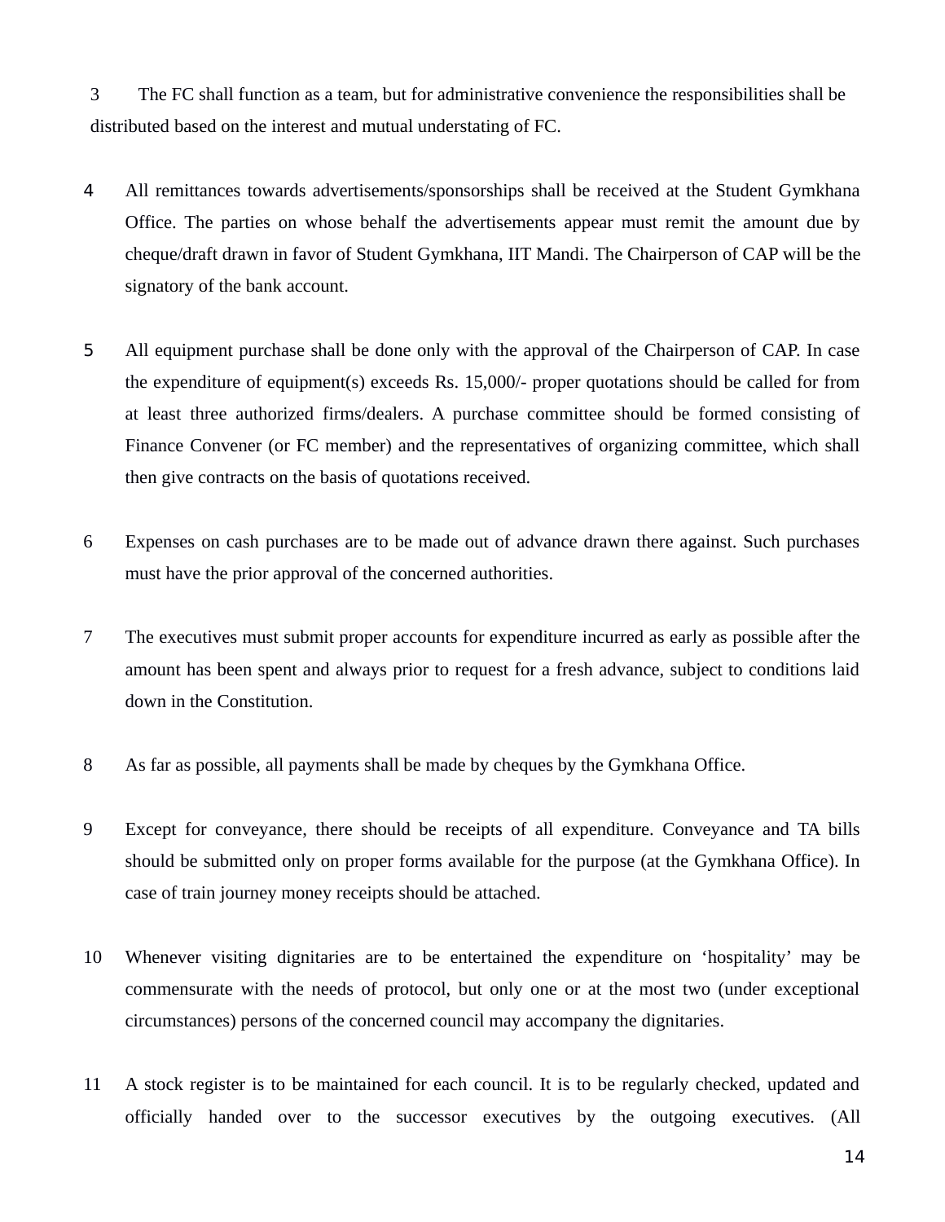3 The FC shall function as a team, but for administrative convenience the responsibilities shall be distributed based on the interest and mutual understating of FC.

4 All remittances towards advertisements/sponsorships shall be received at the Student Gymkhana Office. The parties on whose behalf the advertisements appear must remit the amount due by cheque/draft drawn in favor of Student Gymkhana, IIT Mandi. The Chairperson of CAP will be the signatory of the bank account.

5 All equipment purchase shall be done only with the approval of the Chairperson of CAP. In case the expenditure of equipment(s) exceeds Rs. 15,000/- proper quotations should be called for from at least three authorized firms/dealers. A purchase committee should be formed consisting of Finance Convener (or FC member) and the representatives of organizing committee, which shall then give contracts on the basis of quotations received.

6 Expenses on cash purchases are to be made out of advance drawn there against. Such purchases must have the prior approval of the concerned authorities.

7 The executives must submit proper accounts for expenditure incurred as early as possible after the amount has been spent and always prior to request for a fresh advance, subject to conditions laid down in the Constitution.

8 As far as possible, all payments shall be made by cheques by the Gymkhana Office.

9 Except for conveyance, there should be receipts of all expenditure. Conveyance and TA bills should be submitted only on proper forms available for the purpose (at the Gymkhana Office). In case of train journey money receipts should be attached.

10 Whenever visiting dignitaries are to be entertained the expenditure on 'hospitality' may be commensurate with the needs of protocol, but only one or at the most two (under exceptional circumstances) persons of the concerned council may accompany the dignitaries.

11 A stock register is to be maintained for each council. It is to be regularly checked, updated and officially handed over to the successor executives by the outgoing executives. (All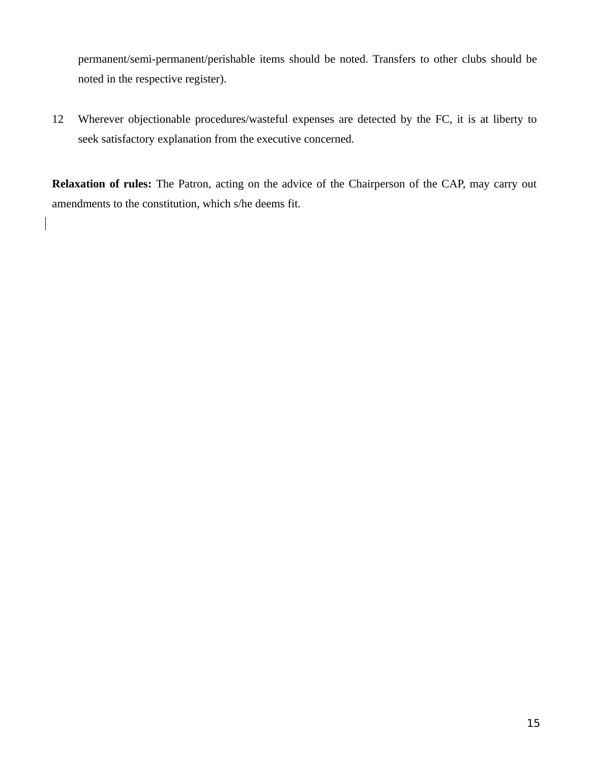permanent/semi-permanent/perishable items should be noted. Transfers to other clubs should be noted in the respective register).

12 Wherever objectionable procedures/wasteful expenses are detected by the FC, it is at liberty to seek satisfactory explanation from the executive concerned.

**Relaxation of rules:** The Patron, acting on the advice of the Chairperson of the CAP, may carry out amendments to the constitution, which s/he deems fit.